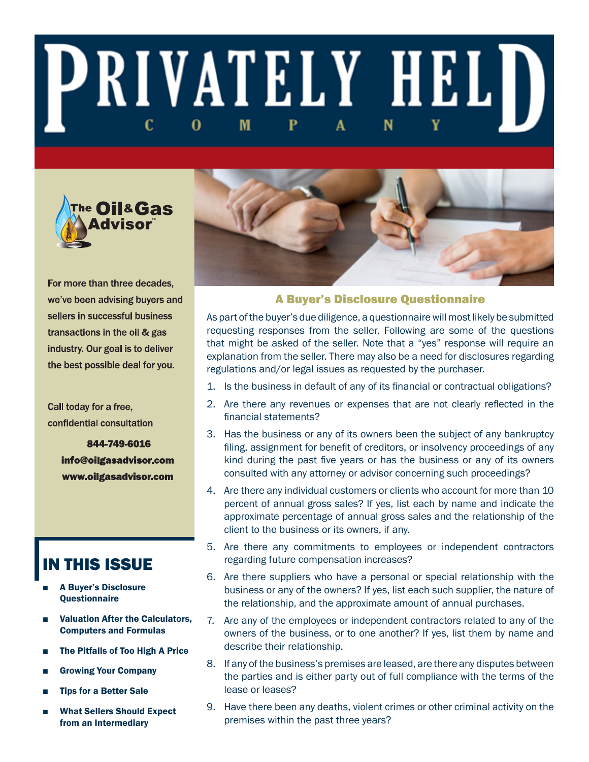# PRIVATELY HELD COMPANY

The Oil & Gas Advisor™

For more than three decades, we've been advising buyers and sellers in successful business transactions in the oil & gas industry. Our goal is to deliver the best possible deal for you.

Call today for a free, confidential consultation

**844-749-6016**
**info@oilgasadvisor.com**
**www.oilgasadvisor.com**

## IN THIS ISSUE

- **A Buyer's Disclosure Questionnaire**
- **Valuation After the Calculators, Computers and Formulas**
- **The Pitfalls of Too High A Price**
- **Growing Your Company**
- **Tips for a Better Sale**
- **What Sellers Should Expect from an Intermediary**

## A Buyer's Disclosure Questionnaire

As part of the buyer's due diligence, a questionnaire will most likely be submitted requesting responses from the seller. Following are some of the questions that might be asked of the seller. Note that a "yes" response will require an explanation from the seller. There may also be a need for disclosures regarding regulations and/or legal issues as requested by the purchaser.

1. Is the business in default of any of its financial or contractual obligations?
2. Are there any revenues or expenses that are not clearly reflected in the financial statements?
3. Has the business or any of its owners been the subject of any bankruptcy filing, assignment for benefit of creditors, or insolvency proceedings of any kind during the past five years or has the business or any of its owners consulted with any attorney or advisor concerning such proceedings?
4. Are there any individual customers or clients who account for more than 10 percent of annual gross sales? If yes, list each by name and indicate the approximate percentage of annual gross sales and the relationship of the client to the business or its owners, if any.
5. Are there any commitments to employees or independent contractors regarding future compensation increases?
6. Are there suppliers who have a personal or special relationship with the business or any of the owners? If yes, list each such supplier, the nature of the relationship, and the approximate amount of annual purchases.
7. Are any of the employees or independent contractors related to any of the owners of the business, or to one another? If yes, list them by name and describe their relationship.
8. If any of the business's premises are leased, are there any disputes between the parties and is either party out of full compliance with the terms of the lease or leases?
9. Have there been any deaths, violent crimes or other criminal activity on the premises within the past three years?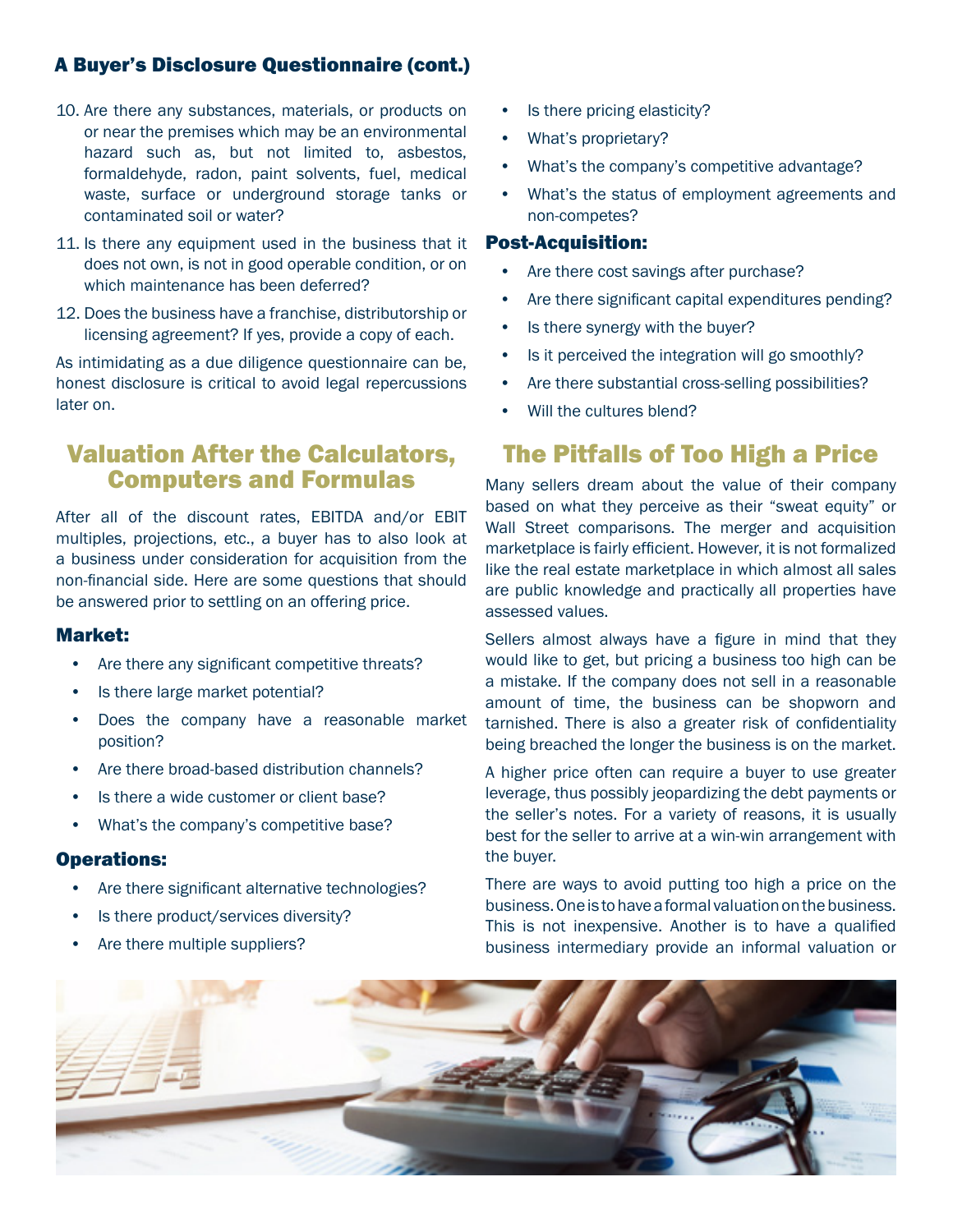## A Buyer's Disclosure Questionnaire (cont.)

10. Are there any substances, materials, or products on or near the premises which may be an environmental hazard such as, but not limited to, asbestos, formaldehyde, radon, paint solvents, fuel, medical waste, surface or underground storage tanks or contaminated soil or water?
11. Is there any equipment used in the business that it does not own, is not in good operable condition, or on which maintenance has been deferred?
12. Does the business have a franchise, distributorship or licensing agreement? If yes, provide a copy of each.

As intimidating as a due diligence questionnaire can be, honest disclosure is critical to avoid legal repercussions later on.

# Valuation After the Calculators, Computers and Formulas

After all of the discount rates, EBITDA and/or EBIT multiples, projections, etc., a buyer has to also look at a business under consideration for acquisition from the non-financial side. Here are some questions that should be answered prior to settling on an offering price.

### Market:

- Are there any significant competitive threats?
- Is there large market potential?
- Does the company have a reasonable market position?
- Are there broad-based distribution channels?
- Is there a wide customer or client base?
- What's the company's competitive base?

### Operations:

- Are there significant alternative technologies?
- Is there product/services diversity?
- Are there multiple suppliers?
- Is there pricing elasticity?
- What's proprietary?
- What's the company's competitive advantage?
- What's the status of employment agreements and non-competes?

### Post-Acquisition:

- Are there cost savings after purchase?
- Are there significant capital expenditures pending?
- Is there synergy with the buyer?
- Is it perceived the integration will go smoothly?
- Are there substantial cross-selling possibilities?
- Will the cultures blend?

# The Pitfalls of Too High a Price

Many sellers dream about the value of their company based on what they perceive as their "sweat equity" or Wall Street comparisons. The merger and acquisition marketplace is fairly efficient. However, it is not formalized like the real estate marketplace in which almost all sales are public knowledge and practically all properties have assessed values.

Sellers almost always have a figure in mind that they would like to get, but pricing a business too high can be a mistake. If the company does not sell in a reasonable amount of time, the business can be shopworn and tarnished. There is also a greater risk of confidentiality being breached the longer the business is on the market.

A higher price often can require a buyer to use greater leverage, thus possibly jeopardizing the debt payments or the seller's notes. For a variety of reasons, it is usually best for the seller to arrive at a win-win arrangement with the buyer.

There are ways to avoid putting too high a price on the business. One is to have a formal valuation on the business. This is not inexpensive. Another is to have a qualified business intermediary provide an informal valuation or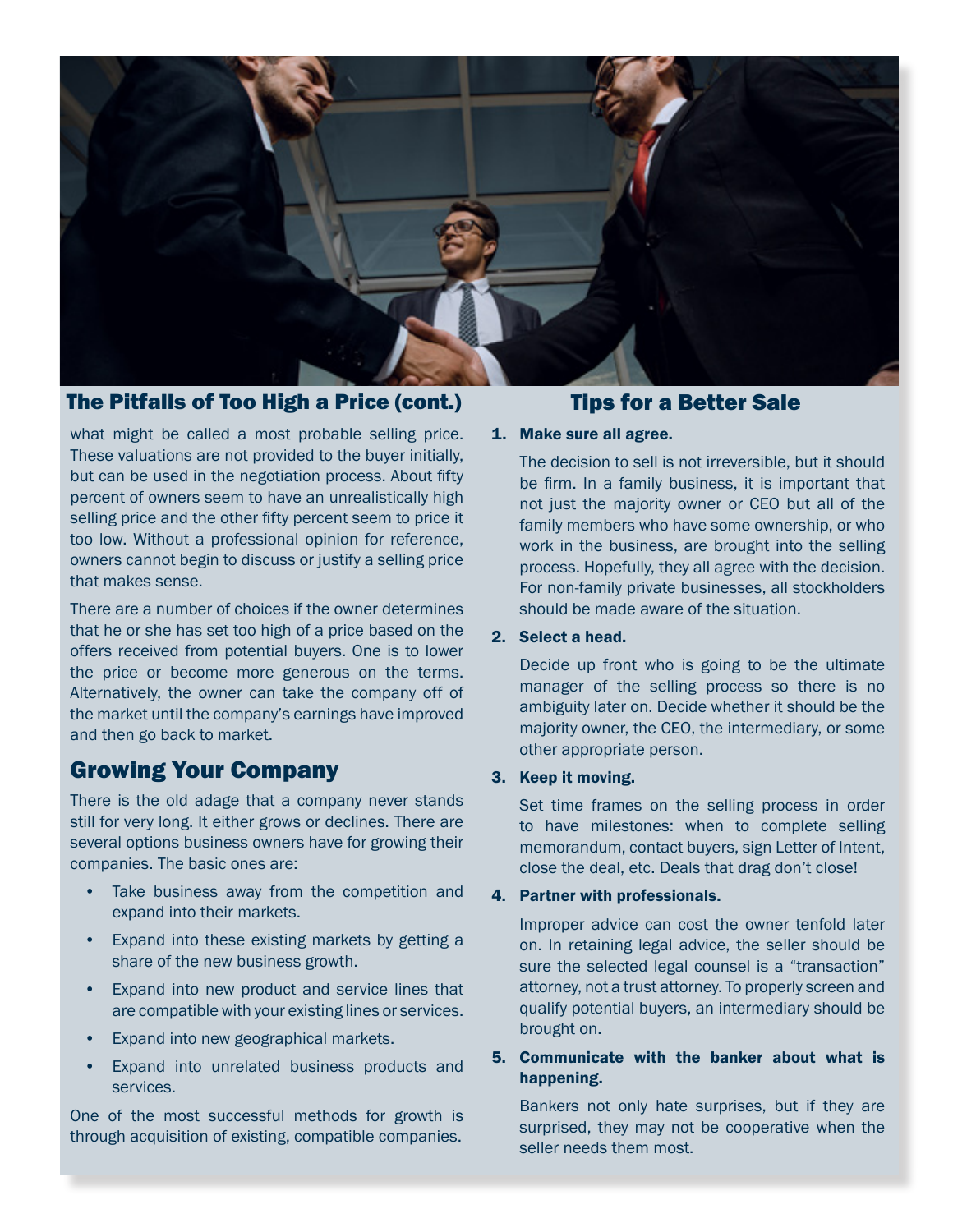## The Pitfalls of Too High a Price (cont.)

what might be called a most probable selling price. These valuations are not provided to the buyer initially, but can be used in the negotiation process. About fifty percent of owners seem to have an unrealistically high selling price and the other fifty percent seem to price it too low. Without a professional opinion for reference, owners cannot begin to discuss or justify a selling price that makes sense.

There are a number of choices if the owner determines that he or she has set too high of a price based on the offers received from potential buyers. One is to lower the price or become more generous on the terms. Alternatively, the owner can take the company off of the market until the company's earnings have improved and then go back to market.

## Growing Your Company

There is the old adage that a company never stands still for very long. It either grows or declines. There are several options business owners have for growing their companies. The basic ones are:

- Take business away from the competition and expand into their markets.
- Expand into these existing markets by getting a share of the new business growth.
- Expand into new product and service lines that are compatible with your existing lines or services.
- Expand into new geographical markets.
- Expand into unrelated business products and services.

One of the most successful methods for growth is through acquisition of existing, compatible companies.

## Tips for a Better Sale

1. **Make sure all agree.**

   The decision to sell is not irreversible, but it should be firm. In a family business, it is important that not just the majority owner or CEO but all of the family members who have some ownership, or who work in the business, are brought into the selling process. Hopefully, they all agree with the decision. For non-family private businesses, all stockholders should be made aware of the situation.

2. **Select a head.**

   Decide up front who is going to be the ultimate manager of the selling process so there is no ambiguity later on. Decide whether it should be the majority owner, the CEO, the intermediary, or some other appropriate person.

3. **Keep it moving.**

   Set time frames on the selling process in order to have milestones: when to complete selling memorandum, contact buyers, sign Letter of Intent, close the deal, etc. Deals that drag don't close!

4. **Partner with professionals.**

   Improper advice can cost the owner tenfold later on. In retaining legal advice, the seller should be sure the selected legal counsel is a "transaction" attorney, not a trust attorney. To properly screen and qualify potential buyers, an intermediary should be brought on.

5. **Communicate with the banker about what is happening.**

   Bankers not only hate surprises, but if they are surprised, they may not be cooperative when the seller needs them most.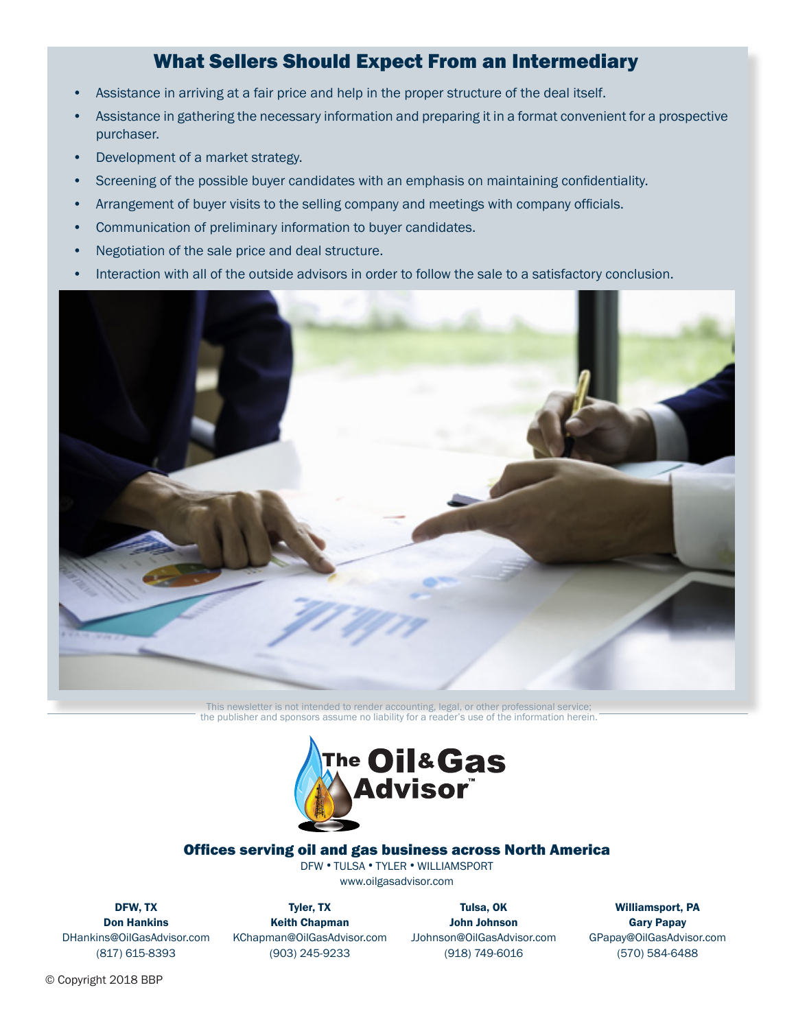## What Sellers Should Expect From an Intermediary

- Assistance in arriving at a fair price and help in the proper structure of the deal itself.
- Assistance in gathering the necessary information and preparing it in a format convenient for a prospective purchaser.
- Development of a market strategy.
- Screening of the possible buyer candidates with an emphasis on maintaining confidentiality.
- Arrangement of buyer visits to the selling company and meetings with company officials.
- Communication of preliminary information to buyer candidates.
- Negotiation of the sale price and deal structure.
- Interaction with all of the outside advisors in order to follow the sale to a satisfactory conclusion.

This newsletter is not intended to render accounting, legal, or other professional service; the publisher and sponsors assume no liability for a reader's use of the information herein.

The Oil & Gas Advisor™

**Offices serving oil and gas business across North America**

DFW • TULSA • TYLER • WILLIAMSPORT

www.oilgasadvisor.com

**DFW, TX**
**Don Hankins**
DHankins@OilGasAdvisor.com
(817) 615-8393

**Tyler, TX**
**Keith Chapman**
KChapman@OilGasAdvisor.com
(903) 245-9233

**Tulsa, OK**
**John Johnson**
JJohnson@OilGasAdvisor.com
(918) 749-6016

**Williamsport, PA**
**Gary Papay**
GPapay@OilGasAdvisor.com
(570) 584-6488

© Copyright 2018 BBP